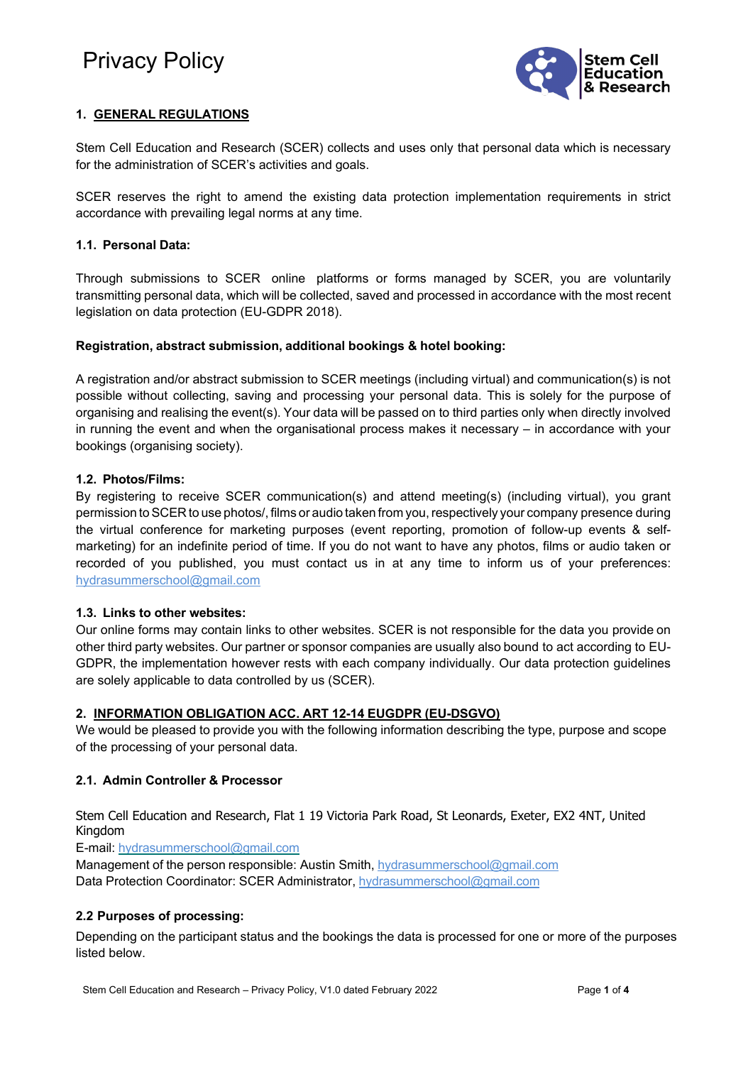# Privacy Policy

## 1. GENERAL REGULATIONS

Stem Cell Education and Research (SCER) collects and uses only that personal data which is necessary for the administration of SCER's activities and goals.

SCER reserves the right to amend the existing data protection implementation requirements in strict accordance with prevailing legal norms at any time.

### 1.1. Personal Data:

Through submissions to SCER online platforms or forms managed by SCER, you are voluntarily transmitting personal data, which will be collected, saved and processed in accordance with the most recent legislation on data protection (EU-GDPR 2018).

**Registration, abstract submission, additional bookings & hotel booking:**

A registration and/or abstract submission to SCER meetings (including virtual) and communication(s) is not possible without collecting, saving and processing your personal data. This is solely for the purpose of organising and realising the event(s). Your data will be passed on to third parties only when directly involved in running the event and when the organisational process makes it necessary – in accordance with your bookings (organising society).

### 1.2. Photos/Films:

By registering to receive SCER communication(s) and attend meeting(s) (including virtual), you grant permission to SCER to use photos/, films or audio taken from you, respectively your company presence during the virtual conference for marketing purposes (event reporting, promotion of follow-up events & self-marketing) for an indefinite period of time. If you do not want to have any photos, films or audio taken or recorded of you published, you must contact us in at any time to inform us of your preferences: hydrasummerschool@gmail.com

### 1.3. Links to other websites:

Our online forms may contain links to other websites. SCER is not responsible for the data you provide on other third party websites. Our partner or sponsor companies are usually also bound to act according to EU-GDPR, the implementation however rests with each company individually. Our data protection guidelines are solely applicable to data controlled by us (SCER).

## 2. INFORMATION OBLIGATION ACC. ART 12-14 EUGDPR (EU-DSGVO)

We would be pleased to provide you with the following information describing the type, purpose and scope of the processing of your personal data.

### 2.1. Admin Controller & Processor

Stem Cell Education and Research, Flat 1 19 Victoria Park Road, St Leonards, Exeter, EX2 4NT, United Kingdom
E-mail: hydrasummerschool@gmail.com
Management of the person responsible: Austin Smith, hydrasummerschool@gmail.com
Data Protection Coordinator: SCER Administrator, hydrasummerschool@gmail.com

### 2.2 Purposes of processing:

Depending on the participant status and the bookings the data is processed for one or more of the purposes listed below.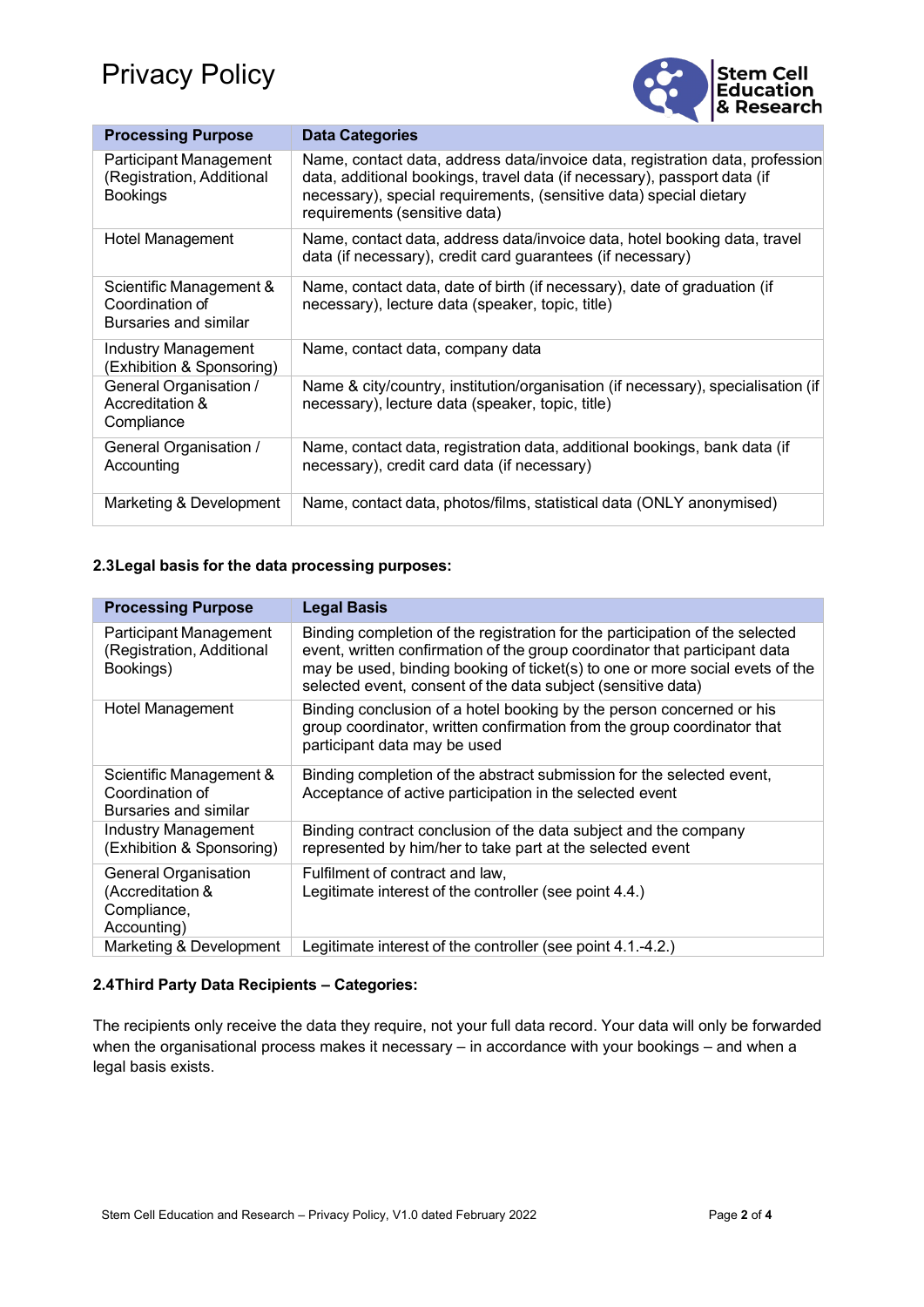| Processing Purpose | Data Categories |
| --- | --- |
| Participant Management (Registration, Additional Bookings | Name, contact data, address data/invoice data, registration data, profession data, additional bookings, travel data (if necessary), passport data (if necessary), special requirements, (sensitive data) special dietary requirements (sensitive data) |
| Hotel Management | Name, contact data, address data/invoice data, hotel booking data, travel data (if necessary), credit card guarantees (if necessary) |
| Scientific Management & Coordination of Bursaries and similar | Name, contact data, date of birth (if necessary), date of graduation (if necessary), lecture data (speaker, topic, title) |
| Industry Management (Exhibition & Sponsoring) | Name, contact data, company data |
| General Organisation / Accreditation & Compliance | Name & city/country, institution/organisation (if necessary), specialisation (if necessary), lecture data (speaker, topic, title) |
| General Organisation / Accounting | Name, contact data, registration data, additional bookings, bank data (if necessary), credit card data (if necessary) |
| Marketing & Development | Name, contact data, photos/films, statistical data (ONLY anonymised) |

### 2.3Legal basis for the data processing purposes:

| Processing Purpose | Legal Basis |
| --- | --- |
| Participant Management (Registration, Additional Bookings) | Binding completion of the registration for the participation of the selected event, written confirmation of the group coordinator that participant data may be used, binding booking of ticket(s) to one or more social evets of the selected event, consent of the data subject (sensitive data) |
| Hotel Management | Binding conclusion of a hotel booking by the person concerned or his group coordinator, written confirmation from the group coordinator that participant data may be used |
| Scientific Management & Coordination of Bursaries and similar | Binding completion of the abstract submission for the selected event, Acceptance of active participation in the selected event |
| Industry Management (Exhibition & Sponsoring) | Binding contract conclusion of the data subject and the company represented by him/her to take part at the selected event |
| General Organisation (Accreditation & Compliance, Accounting) | Fulfilment of contract and law, Legitimate interest of the controller (see point 4.4.) |
| Marketing & Development | Legitimate interest of the controller (see point 4.1.-4.2.) |

### 2.4Third Party Data Recipients – Categories:

The recipients only receive the data they require, not your full data record. Your data will only be forwarded when the organisational process makes it necessary – in accordance with your bookings – and when a legal basis exists.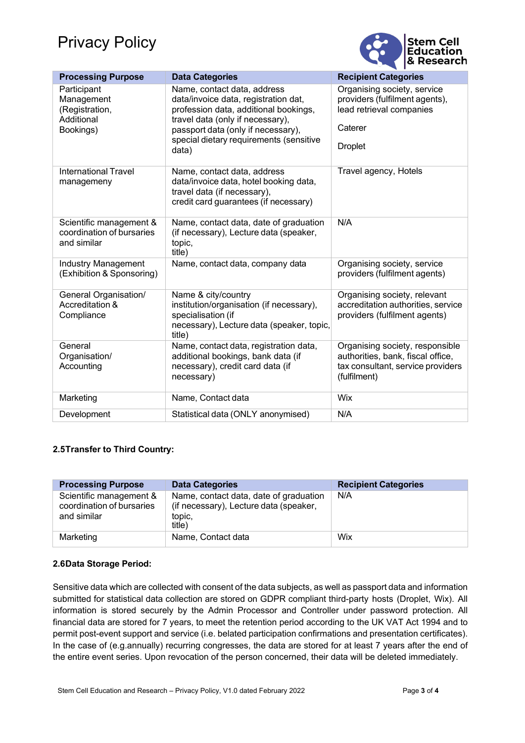# Privacy Policy

| Processing Purpose | Data Categories | Recipient Categories |
|---|---|---|
| Participant Management (Registration, Additional Bookings) | Name, contact data, address data/invoice data, registration dat, profession data, additional bookings, travel data (only if necessary), passport data (only if necessary), special dietary requirements (sensitive data) | Organising society, service providers (fulfilment agents), lead retrieval companies<br><br>Caterer<br><br>Droplet |
| International Travel manageмeny | Name, contact data, address data/invoice data, hotel booking data, travel data (if necessary), credit card guarantees (if necessary) | Travel agency, Hotels |
| Scientific management & coordination of bursaries and similar | Name, contact data, date of graduation (if necessary), Lecture data (speaker, topic, title) | N/A |
| Industry Management (Exhibition & Sponsoring) | Name, contact data, company data | Organising society, service providers (fulfilment agents) |
| General Organisation/ Accreditation & Compliance | Name & city/country institution/organisation (if necessary), specialisation (if necessary), Lecture data (speaker, topic, title) | Organising society, relevant accreditation authorities, service providers (fulfilment agents) |
| General Organisation/ Accounting | Name, contact data, registration data, additional bookings, bank data (if necessary), credit card data (if necessary) | Organising society, responsible authorities, bank, fiscal office, tax consultant, service providers (fulfilment) |
| Marketing | Name, Contact data | Wix |
| Development | Statistical data (ONLY anonymised) | N/A |

**2.5Transfer to Third Country:**

| Processing Purpose | Data Categories | Recipient Categories |
|---|---|---|
| Scientific management & coordination of bursaries and similar | Name, contact data, date of graduation (if necessary), Lecture data (speaker, topic, title) | N/A |
| Marketing | Name, Contact data | Wix |

**2.6Data Storage Period:**

Sensitive data which are collected with consent of the data subjects, as well as passport data and information submitted for statistical data collection are stored on GDPR compliant third-party hosts (Droplet, Wix). All information is stored securely by the Admin Processor and Controller under password protection. All financial data are stored for 7 years, to meet the retention period according to the UK VAT Act 1994 and to permit post-event support and service (i.e. belated participation confirmations and presentation certificates). In the case of (e.g.annually) recurring congresses, the data are stored for at least 7 years after the end of the entire event series. Upon revocation of the person concerned, their data will be deleted immediately.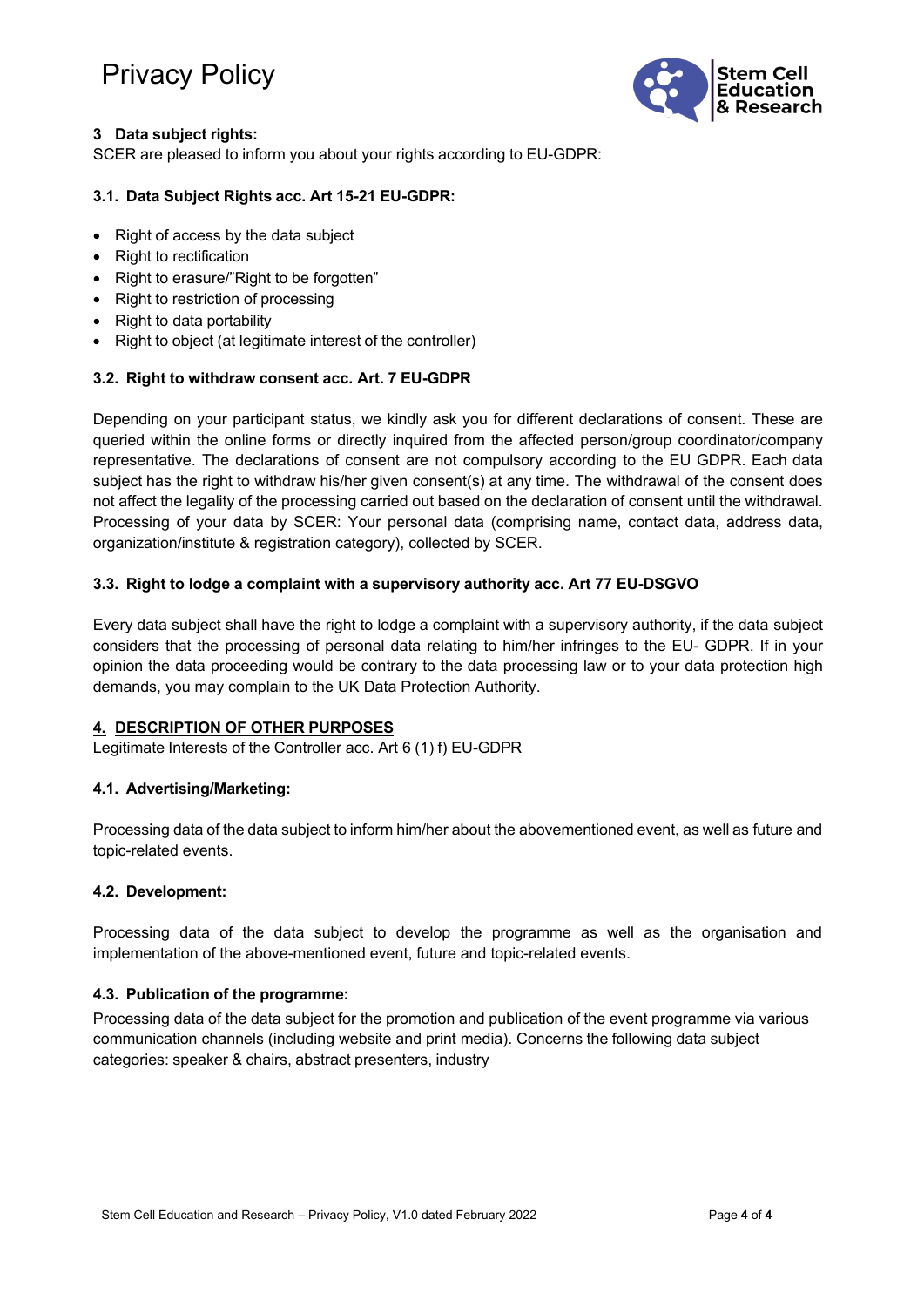### 3 Data subject rights:

SCER are pleased to inform you about your rights according to EU-GDPR:

#### 3.1. Data Subject Rights acc. Art 15-21 EU-GDPR:

- Right of access by the data subject
- Right to rectification
- Right to erasure/"Right to be forgotten"
- Right to restriction of processing
- Right to data portability
- Right to object (at legitimate interest of the controller)

#### 3.2. Right to withdraw consent acc. Art. 7 EU-GDPR

Depending on your participant status, we kindly ask you for different declarations of consent. These are queried within the online forms or directly inquired from the affected person/group coordinator/company representative. The declarations of consent are not compulsory according to the EU GDPR. Each data subject has the right to withdraw his/her given consent(s) at any time. The withdrawal of the consent does not affect the legality of the processing carried out based on the declaration of consent until the withdrawal. Processing of your data by SCER: Your personal data (comprising name, contact data, address data, organization/institute & registration category), collected by SCER.

#### 3.3. Right to lodge a complaint with a supervisory authority acc. Art 77 EU-DSGVO

Every data subject shall have the right to lodge a complaint with a supervisory authority, if the data subject considers that the processing of personal data relating to him/her infringes to the EU- GDPR. If in your opinion the data proceeding would be contrary to the data processing law or to your data protection high demands, you may complain to the UK Data Protection Authority.

### 4. DESCRIPTION OF OTHER PURPOSES

Legitimate Interests of the Controller acc. Art 6 (1) f) EU-GDPR

#### 4.1. Advertising/Marketing:

Processing data of the data subject to inform him/her about the abovementioned event, as well as future and topic-related events.

#### 4.2. Development:

Processing data of the data subject to develop the programme as well as the organisation and implementation of the above-mentioned event, future and topic-related events.

#### 4.3. Publication of the programme:

Processing data of the data subject for the promotion and publication of the event programme via various communication channels (including website and print media). Concerns the following data subject categories: speaker & chairs, abstract presenters, industry